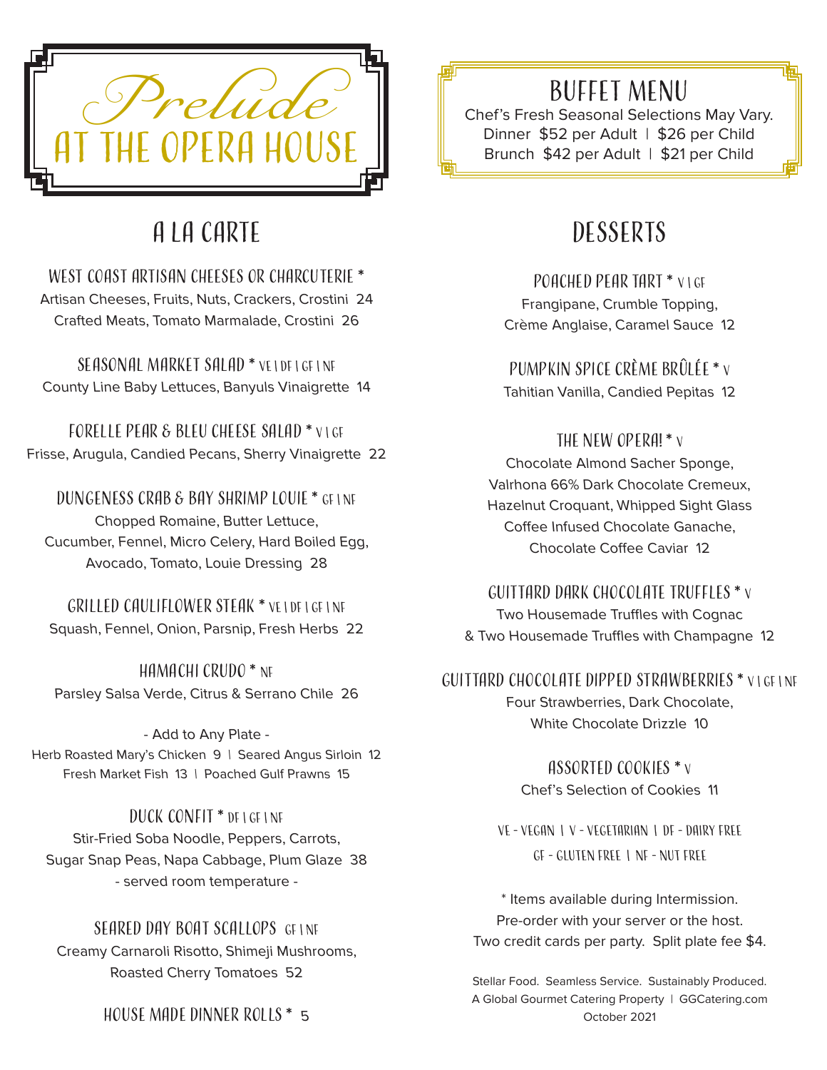# Prelude at the Opera House

## Buffet Menu

Chef's Fresh Seasonal Selections May Vary.
Dinner $52 per Adult | $26 per Child
Brunch $42 per Adult | $21 per Child

## A La Carte

### West Coast Artisan Cheeses or Charcuterie *
Artisan Cheeses, Fruits, Nuts, Crackers, Crostini 24
Crafted Meats, Tomato Marmalade, Crostini 26

### Seasonal Market Salad * VE | DF | GF | NF
County Line Baby Lettuces, Banyuls Vinaigrette 14

### Forelle Pear & Bleu Cheese Salad * V | GF
Frisse, Arugula, Candied Pecans, Sherry Vinaigrette 22

### Dungeness Crab & Bay Shrimp Louie * GF | NF
Chopped Romaine, Butter Lettuce,
Cucumber, Fennel, Micro Celery, Hard Boiled Egg,
Avocado, Tomato, Louie Dressing 28

### Grilled Cauliflower Steak * VE | DF | GF | NF
Squash, Fennel, Onion, Parsnip, Fresh Herbs 22

### Hamachi Crudo * NF
Parsley Salsa Verde, Citrus & Serrano Chile 26

- Add to Any Plate -
Herb Roasted Mary's Chicken 9 | Seared Angus Sirloin 12
Fresh Market Fish 13 | Poached Gulf Prawns 15

### Duck Confit * DF | GF | NF
Stir-Fried Soba Noodle, Peppers, Carrots,
Sugar Snap Peas, Napa Cabbage, Plum Glaze 38
- served room temperature -

### Seared Day Boat Scallops GF | NF
Creamy Carnaroli Risotto, Shimeji Mushrooms,
Roasted Cherry Tomatoes 52

### House Made Dinner Rolls * 5

## Desserts

### Poached Pear Tart * V | GF
Frangipane, Crumble Topping,
Crème Anglaise, Caramel Sauce 12

### Pumpkin Spice Crème Brûlée * V
Tahitian Vanilla, Candied Pepitas 12

### The New Opera! * V
Chocolate Almond Sacher Sponge,
Valrhona 66% Dark Chocolate Cremeux,
Hazelnut Croquant, Whipped Sight Glass
Coffee Infused Chocolate Ganache,
Chocolate Coffee Caviar 12

### Guittard Dark Chocolate Truffles * V
Two Housemade Truffles with Cognac
& Two Housemade Truffles with Champagne 12

### Guittard Chocolate Dipped Strawberries * V | GF | NF
Four Strawberries, Dark Chocolate,
White Chocolate Drizzle 10

### Assorted Cookies * V
Chef's Selection of Cookies 11

VE - Vegan | V - Vegetarian | DF - Dairy Free
GF - Gluten Free | NF - Nut Free

* Items available during Intermission.
Pre-order with your server or the host.
Two credit cards per party. Split plate fee $4.

Stellar Food. Seamless Service. Sustainably Produced.
A Global Gourmet Catering Property | GGCatering.com
October 2021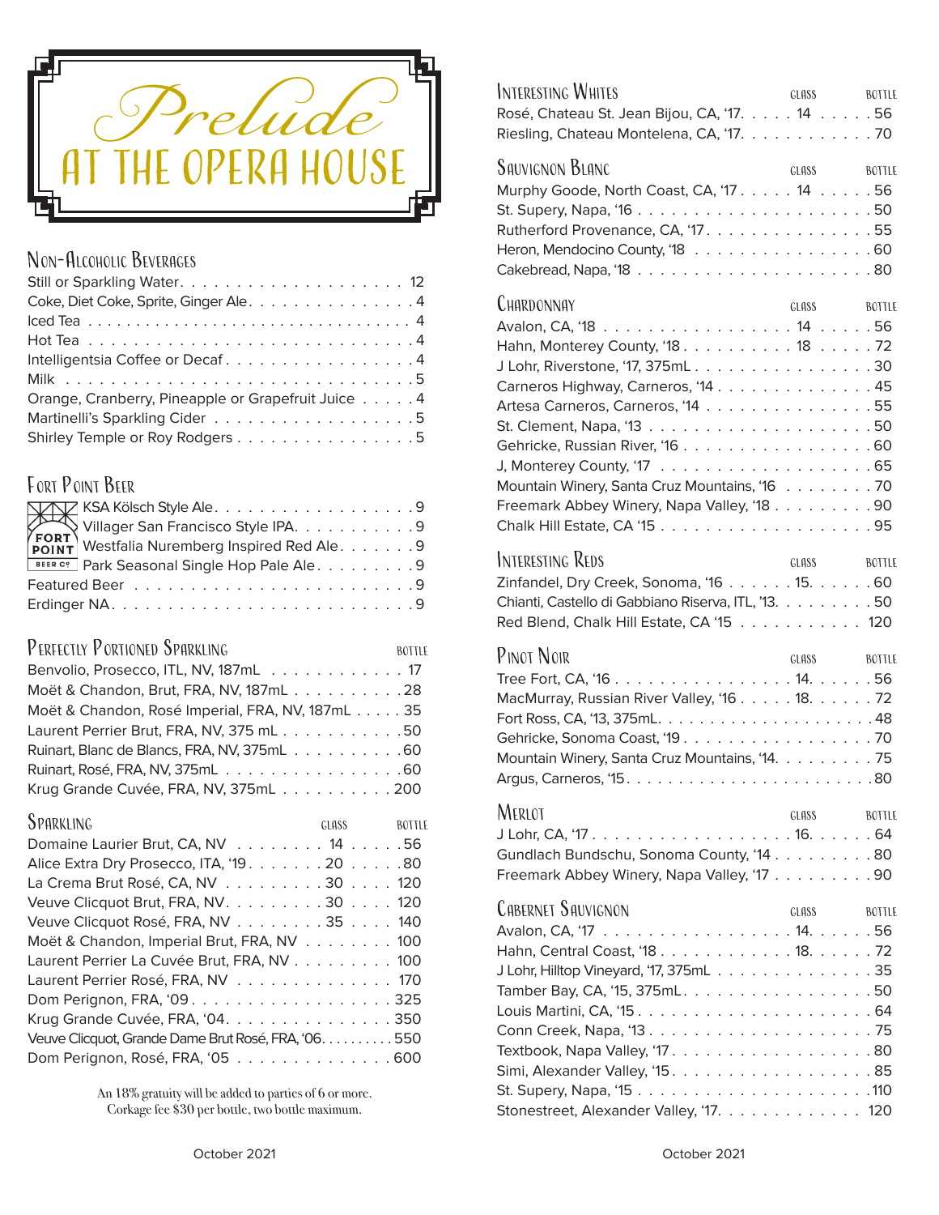# Prelude
## AT THE OPERA HOUSE

### Non-Alcoholic Beverages

| Item | Price |
|---|---|
| Still or Sparkling Water | 12 |
| Coke, Diet Coke, Sprite, Ginger Ale | 4 |
| Iced Tea | 4 |
| Hot Tea | 4 |
| Intelligentsia Coffee or Decaf | 4 |
| Milk | 5 |
| Orange, Cranberry, Pineapple or Grapefruit Juice | 4 |
| Martinelli's Sparkling Cider | 5 |
| Shirley Temple or Roy Rodgers | 5 |

### Fort Point Beer

| Item | Price |
|---|---|
| KSA Kölsch Style Ale | 9 |
| Villager San Francisco Style IPA | 9 |
| Westfalia Nuremberg Inspired Red Ale | 9 |
| Park Seasonal Single Hop Pale Ale | 9 |
| Featured Beer | 9 |
| Erdinger NA | 9 |

### Perfectly Portioned Sparkling

| Item | Bottle |
|---|---|
| Benvolio, Prosecco, ITL, NV, 187mL | 17 |
| Moët & Chandon, Brut, FRA, NV, 187mL | 28 |
| Moët & Chandon, Rosé Imperial, FRA, NV, 187mL | 35 |
| Laurent Perrier Brut, FRA, NV, 375 mL | 50 |
| Ruinart, Blanc de Blancs, FRA, NV, 375mL | 60 |
| Ruinart, Rosé, FRA, NV, 375mL | 60 |
| Krug Grande Cuvée, FRA, NV, 375mL | 200 |

### Sparkling

| Item | Glass | Bottle |
|---|---|---|
| Domaine Laurier Brut, CA, NV | 14 | 56 |
| Alice Extra Dry Prosecco, ITA, '19 | 20 | 80 |
| La Crema Brut Rosé, CA, NV | 30 | 120 |
| Veuve Clicquot Brut, FRA, NV | 30 | 120 |
| Veuve Clicquot Rosé, FRA, NV | 35 | 140 |
| Moët & Chandon, Imperial Brut, FRA, NV | | 100 |
| Laurent Perrier La Cuvée Brut, FRA, NV | | 100 |
| Laurent Perrier Rosé, FRA, NV | | 170 |
| Dom Perignon, FRA, '09 | | 325 |
| Krug Grande Cuvée, FRA, '04 | | 350 |
| Veuve Clicquot, Grande Dame Brut Rosé, FRA, '06 | | 550 |
| Dom Perignon, Rosé, FRA, '05 | | 600 |

An 18% gratuity will be added to parties of 6 or more.
Corkage fee $30 per bottle, two bottle maximum.

### Interesting Whites

| Item | Glass | Bottle |
|---|---|---|
| Rosé, Chateau St. Jean Bijou, CA, '17 | 14 | 56 |
| Riesling, Chateau Montelena, CA, '17 | | 70 |

### Sauvignon Blanc

| Item | Glass | Bottle |
|---|---|---|
| Murphy Goode, North Coast, CA, '17 | 14 | 56 |
| St. Supery, Napa, '16 | | 50 |
| Rutherford Provenance, CA, '17 | | 55 |
| Heron, Mendocino County, '18 | | 60 |
| Cakebread, Napa, '18 | | 80 |

### Chardonnay

| Item | Glass | Bottle |
|---|---|---|
| Avalon, CA, '18 | 14 | 56 |
| Hahn, Monterey County, '18 | 18 | 72 |
| J Lohr, Riverstone, '17, 375mL | | 30 |
| Carneros Highway, Carneros, '14 | | 45 |
| Artesa Carneros, Carneros, '14 | | 55 |
| St. Clement, Napa, '13 | | 50 |
| Gehricke, Russian River, '16 | | 60 |
| J, Monterey County, '17 | | 65 |
| Mountain Winery, Santa Cruz Mountains, '16 | | 70 |
| Freemark Abbey Winery, Napa Valley, '18 | | 90 |
| Chalk Hill Estate, CA '15 | | 95 |

### Interesting Reds

| Item | Glass | Bottle |
|---|---|---|
| Zinfandel, Dry Creek, Sonoma, '16 | 15 | 60 |
| Chianti, Castello di Gabbiano Riserva, ITL, '13 | | 50 |
| Red Blend, Chalk Hill Estate, CA '15 | | 120 |

### Pinot Noir

| Item | Glass | Bottle |
|---|---|---|
| Tree Fort, CA, '16 | 14 | 56 |
| MacMurray, Russian River Valley, '16 | 18 | 72 |
| Fort Ross, CA, '13, 375mL | | 48 |
| Gehricke, Sonoma Coast, '19 | | 70 |
| Mountain Winery, Santa Cruz Mountains, '14 | | 75 |
| Argus, Carneros, '15 | | 80 |

### Merlot

| Item | Glass | Bottle |
|---|---|---|
| J Lohr, CA, '17 | 16 | 64 |
| Gundlach Bundschu, Sonoma County, '14 | | 80 |
| Freemark Abbey Winery, Napa Valley, '17 | | 90 |

### Cabernet Sauvignon

| Item | Glass | Bottle |
|---|---|---|
| Avalon, CA, '17 | 14 | 56 |
| Hahn, Central Coast, '18 | 18 | 72 |
| J Lohr, Hilltop Vineyard, '17, 375mL | | 35 |
| Tamber Bay, CA, '15, 375mL | | 50 |
| Louis Martini, CA, '15 | | 64 |
| Conn Creek, Napa, '13 | | 75 |
| Textbook, Napa Valley, '17 | | 80 |
| Simi, Alexander Valley, '15 | | 85 |
| St. Supery, Napa, '15 | | 110 |
| Stonestreet, Alexander Valley, '17 | | 120 |

October 2021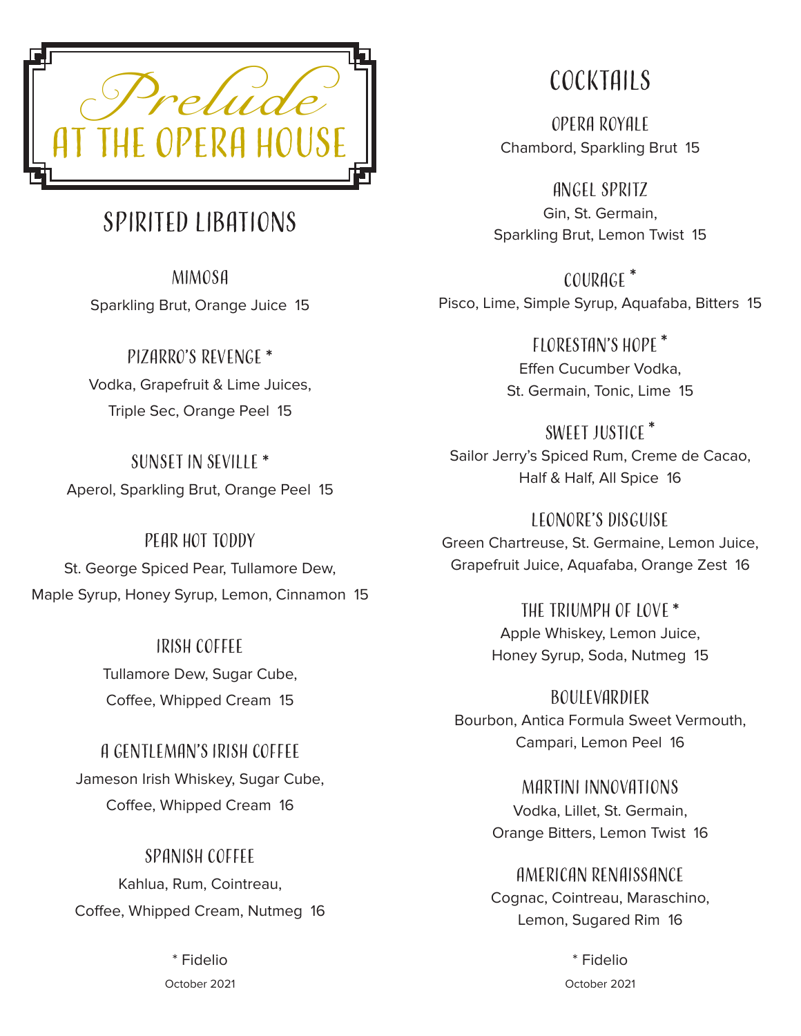# Prelude
## AT THE OPERA HOUSE

## SPIRITED LIBATIONS

### MIMOSA
Sparkling Brut, Orange Juice 15

### PIZARRO'S REVENGE *
Vodka, Grapefruit & Lime Juices,
Triple Sec, Orange Peel 15

### SUNSET IN SEVILLE *
Aperol, Sparkling Brut, Orange Peel 15

### PEAR HOT TODDY
St. George Spiced Pear, Tullamore Dew,
Maple Syrup, Honey Syrup, Lemon, Cinnamon 15

### IRISH COFFEE
Tullamore Dew, Sugar Cube,
Coffee, Whipped Cream 15

### A GENTLEMAN'S IRISH COFFEE
Jameson Irish Whiskey, Sugar Cube,
Coffee, Whipped Cream 16

### SPANISH COFFEE
Kahlua, Rum, Cointreau,
Coffee, Whipped Cream, Nutmeg 16

* Fidelio

October 2021

## COCKTAILS

### OPERA ROYALE
Chambord, Sparkling Brut 15

### ANGEL SPRITZ
Gin, St. Germain,
Sparkling Brut, Lemon Twist 15

### COURAGE *
Pisco, Lime, Simple Syrup, Aquafaba, Bitters 15

### FLORESTAN'S HOPE *
Effen Cucumber Vodka,
St. Germain, Tonic, Lime 15

### SWEET JUSTICE *
Sailor Jerry's Spiced Rum, Creme de Cacao,
Half & Half, All Spice 16

### LEONORE'S DISGUISE
Green Chartreuse, St. Germaine, Lemon Juice,
Grapefruit Juice, Aquafaba, Orange Zest 16

### THE TRIUMPH OF LOVE *
Apple Whiskey, Lemon Juice,
Honey Syrup, Soda, Nutmeg 15

### BOULEVARDIER
Bourbon, Antica Formula Sweet Vermouth,
Campari, Lemon Peel 16

### MARTINI INNOVATIONS
Vodka, Lillet, St. Germain,
Orange Bitters, Lemon Twist 16

### AMERICAN RENAISSANCE
Cognac, Cointreau, Maraschino,
Lemon, Sugared Rim 16

* Fidelio

October 2021